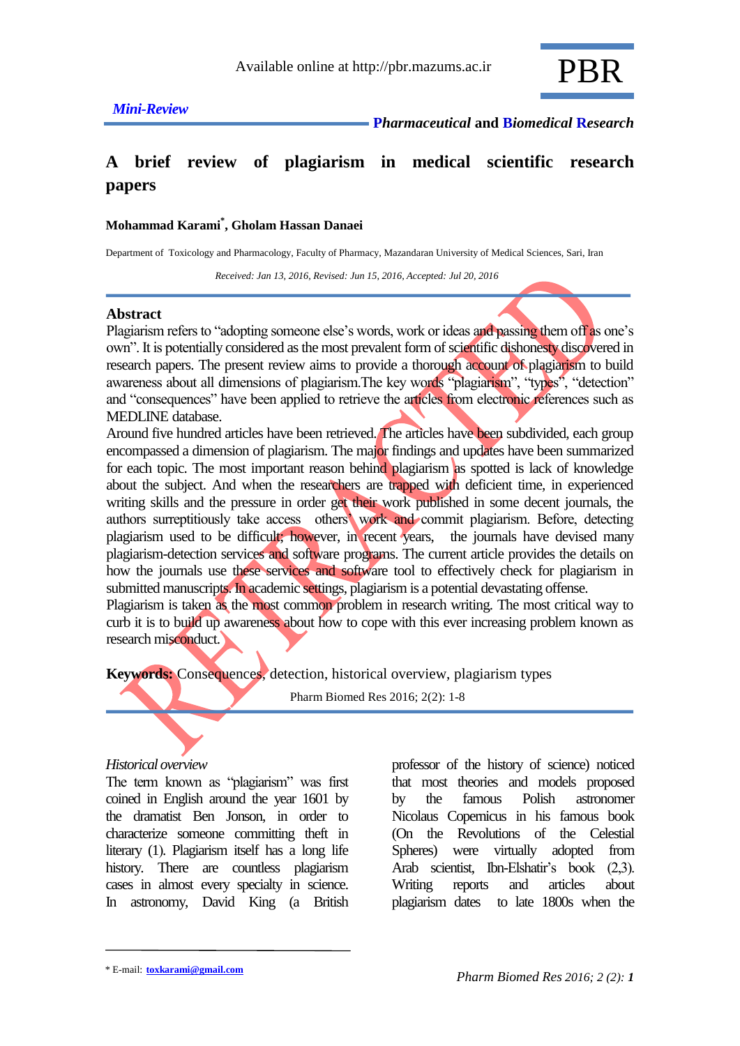Available online at http://pbr.mazums.ac.ir

*Mini-Review*

***Pharmaceutical* and *Biomedical Research***

# A brief review of plagiarism in medical scientific research papers

**Mohammad Karami[*], Gholam Hassan Danaei**

Department of Toxicology and Pharmacology, Faculty of Pharmacy, Mazandaran University of Medical Sciences, Sari, Iran

*Received: Jan 13, 2016, Revised: Jun 15, 2016, Accepted: Jul 20, 2016*

RETRACTED

## Abstract

Plagiarism refers to "adopting someone else's words, work or ideas and passing them off as one's own". It is potentially considered as the most prevalent form of scientific dishonesty discovered in research papers. The present review aims to provide a thorough account of plagiarism to build awareness about all dimensions of plagiarism.The key words "plagiarism", "types", "detection" and "consequences" have been applied to retrieve the articles from electronic references such as MEDLINE database.

Around five hundred articles have been retrieved. The articles have been subdivided, each group encompassed a dimension of plagiarism. The major findings and updates have been summarized for each topic. The most important reason behind plagiarism as spotted is lack of knowledge about the subject. And when the researchers are trapped with deficient time, in experienced writing skills and the pressure in order get their work published in some decent journals, the authors surreptitiously take access others' work and commit plagiarism. Before, detecting plagiarism used to be difficult; however, in recent years, the journals have devised many plagiarism-detection services and software programs. The current article provides the details on how the journals use these services and software tool to effectively check for plagiarism in submitted manuscripts. In academic settings, plagiarism is a potential devastating offense.

Plagiarism is taken as the most common problem in research writing. The most critical way to curb it is to build up awareness about how to cope with this ever increasing problem known as research misconduct.

**Keywords:** Consequences, detection, historical overview, plagiarism types

Pharm Biomed Res 2016; 2(2): 1-8

*Historical overview*

The term known as "plagiarism" was first coined in English around the year 1601 by the dramatist Ben Jonson, in order to characterize someone committing theft in literary (1). Plagiarism itself has a long life history. There are countless plagiarism cases in almost every specialty in science. In astronomy, David King (a British professor of the history of science) noticed that most theories and models proposed by the famous Polish astronomer Nicolaus Copernicus in his famous book (On the Revolutions of the Celestial Spheres) were virtually adopted from Arab scientist, Ibn-Elshatir's book (2,3). Writing reports and articles about plagiarism dates to late 1800s when the

---

[*] E-mail: toxkarami@gmail.com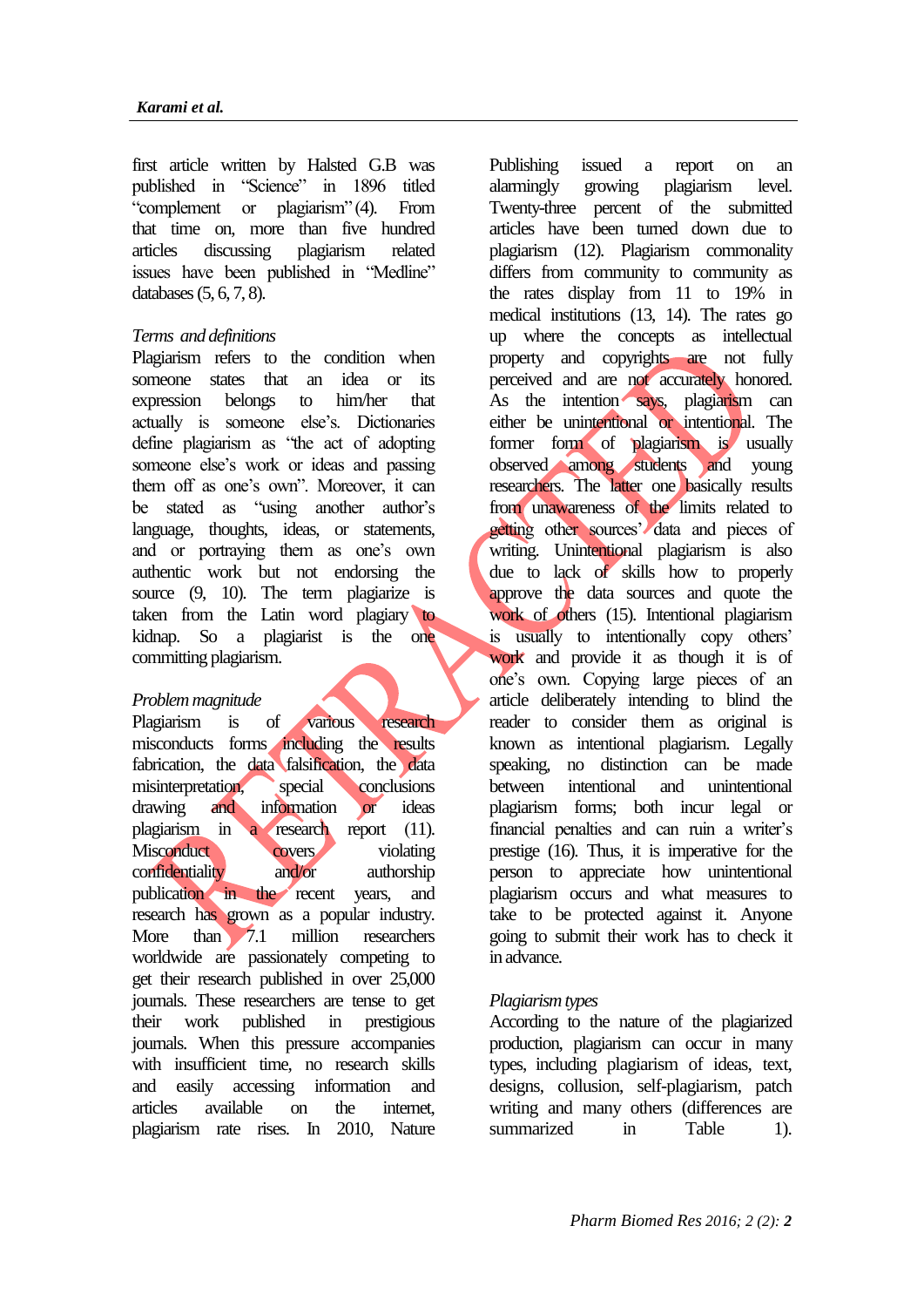first article written by Halsted G.B was published in "Science" in 1896 titled "complement or plagiarism" (4). From that time on, more than five hundred articles discussing plagiarism related issues have been published in "Medline" databases (5, 6, 7, 8).

*Terms and definitions*

Plagiarism refers to the condition when someone states that an idea or its expression belongs to him/her that actually is someone else's. Dictionaries define plagiarism as "the act of adopting someone else's work or ideas and passing them off as one's own". Moreover, it can be stated as "using another author's language, thoughts, ideas, or statements, and or portraying them as one's own authentic work but not endorsing the source (9, 10). The term plagiarize is taken from the Latin word plagiary to kidnap. So a plagiarist is the one committing plagiarism.

*Problem magnitude*

Plagiarism is of various research misconducts forms including the results fabrication, the data falsification, the data misinterpretation, special conclusions drawing and information or ideas plagiarism in a research report (11). Misconduct covers violating confidentiality and/or authorship publication in the recent years, and research has grown as a popular industry. More than 7.1 million researchers worldwide are passionately competing to get their research published in over 25,000 journals. These researchers are tense to get their work published in prestigious journals. When this pressure accompanies with insufficient time, no research skills and easily accessing information and articles available on the internet, plagiarism rate rises. In 2010, Nature Publishing issued a report on an alarmingly growing plagiarism level. Twenty-three percent of the submitted articles have been turned down due to plagiarism (12). Plagiarism commonality differs from community to community as the rates display from 11 to 19% in medical institutions (13, 14). The rates go up where the concepts as intellectual property and copyrights are not fully perceived and are not accurately honored. As the intention says, plagiarism can either be unintentional or intentional. The former form of plagiarism is usually observed among students and young researchers. The latter one basically results from unawareness of the limits related to getting other sources' data and pieces of writing. Unintentional plagiarism is also due to lack of skills how to properly approve the data sources and quote the work of others (15). Intentional plagiarism is usually to intentionally copy others' work and provide it as though it is of one's own. Copying large pieces of an article deliberately intending to blind the reader to consider them as original is known as intentional plagiarism. Legally speaking, no distinction can be made between intentional and unintentional plagiarism forms; both incur legal or financial penalties and can ruin a writer's prestige (16). Thus, it is imperative for the person to appreciate how unintentional plagiarism occurs and what measures to take to be protected against it. Anyone going to submit their work has to check it in advance.

*Plagiarism types*

According to the nature of the plagiarized production, plagiarism can occur in many types, including plagiarism of ideas, text, designs, collusion, self-plagiarism, patch writing and many others (differences are summarized in Table 1).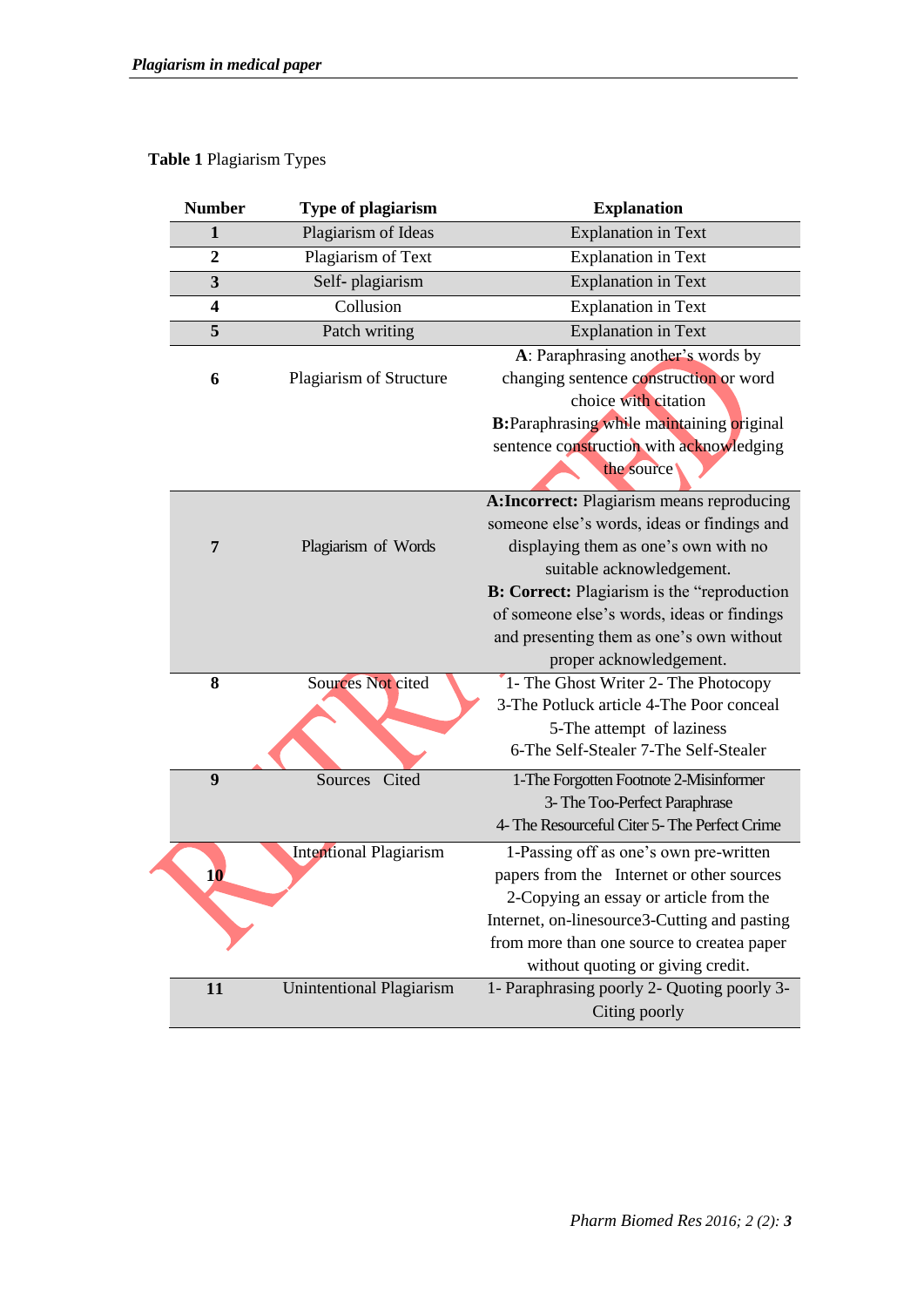**Table 1** Plagiarism Types

| Number | Type of plagiarism | Explanation |
|---|---|---|
| **1** | Plagiarism of Ideas | Explanation in Text |
| **2** | Plagiarism of Text | Explanation in Text |
| **3** | Self- plagiarism | Explanation in Text |
| **4** | Collusion | Explanation in Text |
| **5** | Patch writing | Explanation in Text |
| **6** | Plagiarism of Structure | **A**: Paraphrasing another's words by changing sentence construction or word choice with citation **B:**Paraphrasing while maintaining original sentence construction with acknowledging the source |
| **7** | Plagiarism of Words | **A:Incorrect:** Plagiarism means reproducing someone else's words, ideas or findings and displaying them as one's own with no suitable acknowledgement. **B: Correct:** Plagiarism is the "reproduction of someone else's words, ideas or findings and presenting them as one's own without proper acknowledgement. |
| **8** | Sources Not cited | 1- The Ghost Writer 2- The Photocopy 3-The Potluck article 4-The Poor conceal 5-The attempt of laziness 6-The Self-Stealer 7-The Self-Stealer |
| **9** | Sources Cited | 1-The Forgotten Footnote 2-Misinformer 3- The Too-Perfect Paraphrase 4- The Resourceful Citer 5- The Perfect Crime |
| **10** | Intentional Plagiarism | 1-Passing off as one's own pre-written papers from the Internet or other sources 2-Copying an essay or article from the Internet, on-linesource3-Cutting and pasting from more than one source to createa paper without quoting or giving credit. |
| **11** | Unintentional Plagiarism | 1- Paraphrasing poorly 2- Quoting poorly 3- Citing poorly |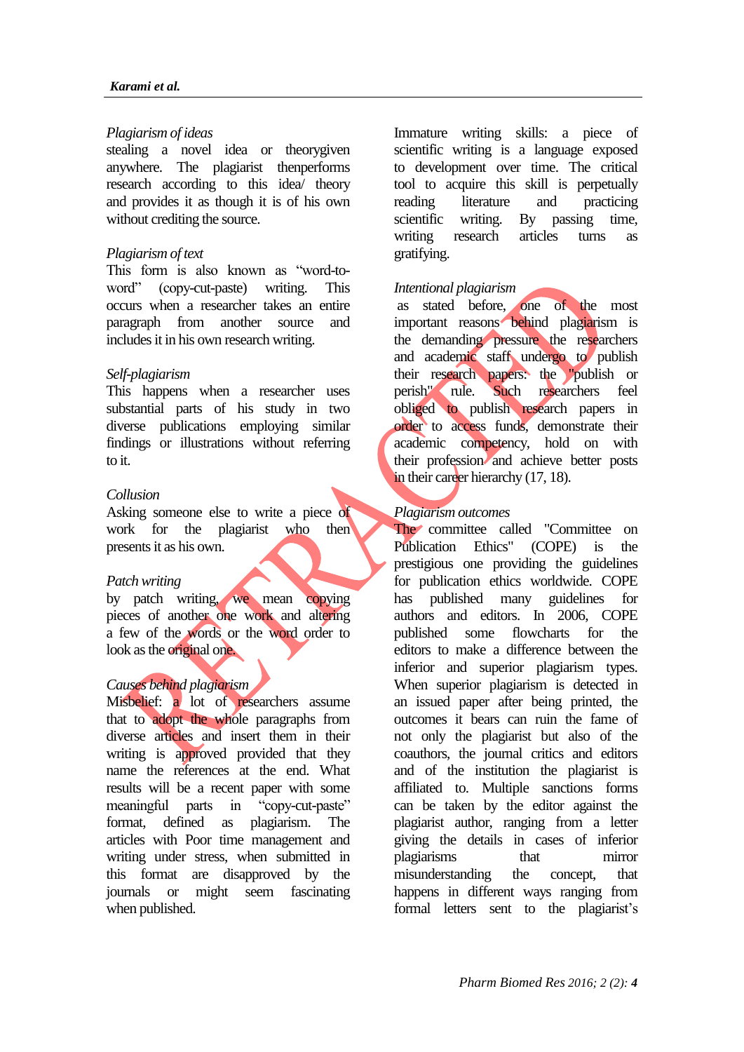*Plagiarism of ideas*

stealing a novel idea or theorygiven anywhere. The plagiarist thenperforms research according to this idea/ theory and provides it as though it is of his own without crediting the source.

*Plagiarism of text*

This form is also known as "word-to-word" (copy-cut-paste) writing. This occurs when a researcher takes an entire paragraph from another source and includes it in his own research writing.

*Self-plagiarism*

This happens when a researcher uses substantial parts of his study in two diverse publications employing similar findings or illustrations without referring to it.

*Collusion*

Asking someone else to write a piece of work for the plagiarist who then presents it as his own.

*Patch writing*

by patch writing, we mean copying pieces of another one work and altering a few of the words or the word order to look as the original one.

*Causes behind plagiarism*

Misbelief: a lot of researchers assume that to adopt the whole paragraphs from diverse articles and insert them in their writing is approved provided that they name the references at the end. What results will be a recent paper with some meaningful parts in "copy-cut-paste" format, defined as plagiarism. The articles with Poor time management and writing under stress, when submitted in this format are disapproved by the journals or might seem fascinating when published.

Immature writing skills: a piece of scientific writing is a language exposed to development over time. The critical tool to acquire this skill is perpetually reading literature and practicing scientific writing. By passing time, writing research articles turns as gratifying.

*Intentional plagiarism*

as stated before, one of the most important reasons behind plagiarism is the demanding pressure the researchers and academic staff undergo to publish their research papers: the "publish or perish" rule. Such researchers feel obliged to publish research papers in order to access funds, demonstrate their academic competency, hold on with their profession and achieve better posts in their career hierarchy (17, 18).

*Plagiarism outcomes*

The committee called "Committee on Publication Ethics" (COPE) is the prestigious one providing the guidelines for publication ethics worldwide. COPE has published many guidelines for authors and editors. In 2006, COPE published some flowcharts for the editors to make a difference between the inferior and superior plagiarism types. When superior plagiarism is detected in an issued paper after being printed, the outcomes it bears can ruin the fame of not only the plagiarist but also of the coauthors, the journal critics and editors and of the institution the plagiarist is affiliated to. Multiple sanctions forms can be taken by the editor against the plagiarist author, ranging from a letter giving the details in cases of inferior plagiarisms that mirror misunderstanding the concept, that happens in different ways ranging from formal letters sent to the plagiarist's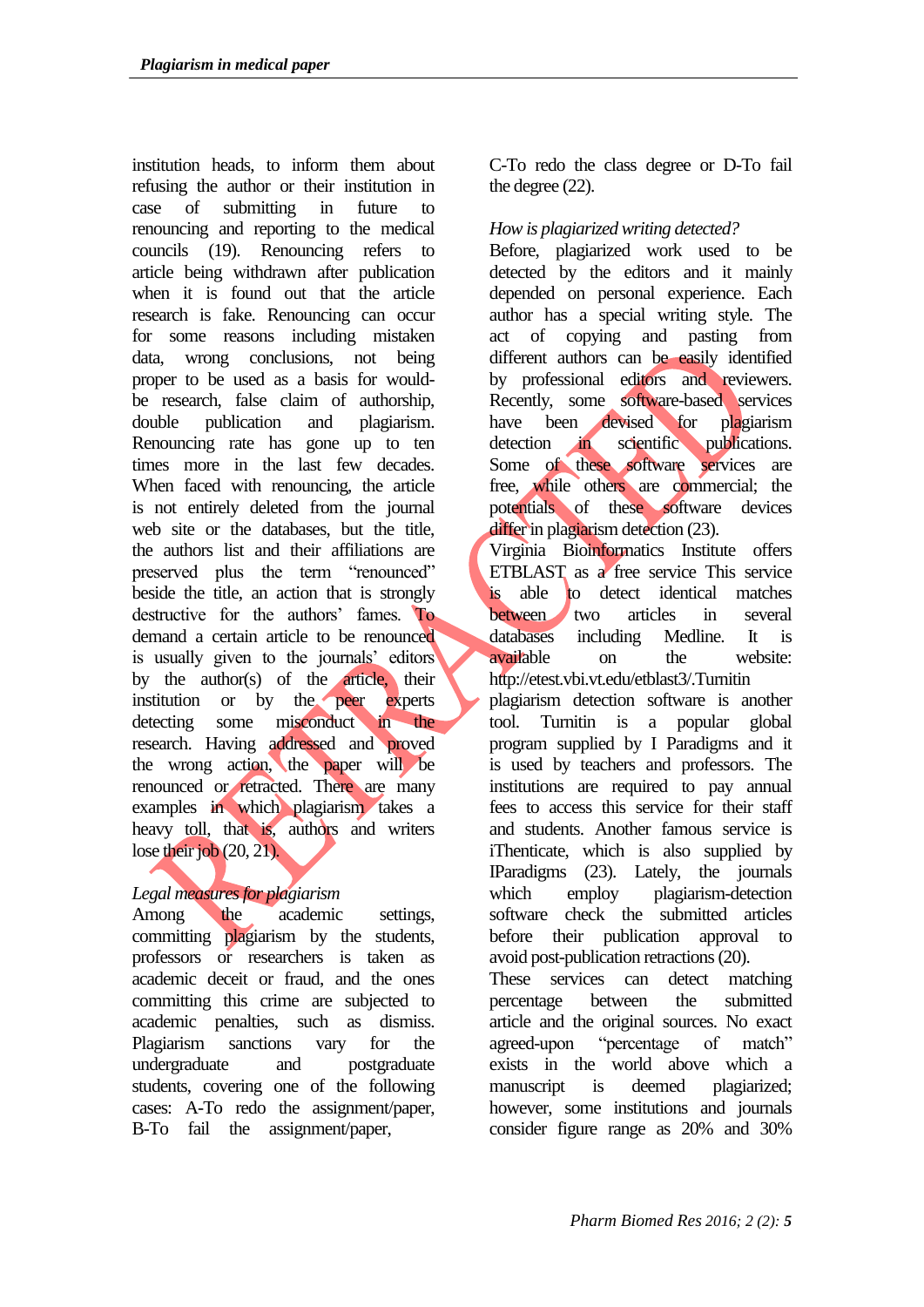institution heads, to inform them about refusing the author or their institution in case of submitting in future to renouncing and reporting to the medical councils (19). Renouncing refers to article being withdrawn after publication when it is found out that the article research is fake. Renouncing can occur for some reasons including mistaken data, wrong conclusions, not being proper to be used as a basis for would-be research, false claim of authorship, double publication and plagiarism. Renouncing rate has gone up to ten times more in the last few decades. When faced with renouncing, the article is not entirely deleted from the journal web site or the databases, but the title, the authors list and their affiliations are preserved plus the term "renounced" beside the title, an action that is strongly destructive for the authors' fames. To demand a certain article to be renounced is usually given to the journals' editors by the author(s) of the article, their institution or by the peer experts detecting some misconduct in the research. Having addressed and proved the wrong action, the paper will be renounced or retracted. There are many examples in which plagiarism takes a heavy toll, that is, authors and writers lose their job (20, 21).

*Legal measures for plagiarism*

Among the academic settings, committing plagiarism by the students, professors or researchers is taken as academic deceit or fraud, and the ones committing this crime are subjected to academic penalties, such as dismiss. Plagiarism sanctions vary for the undergraduate and postgraduate students, covering one of the following cases: A-To redo the assignment/paper, B-To fail the assignment/paper, C-To redo the class degree or D-To fail the degree (22).

*How is plagiarized writing detected?*

Before, plagiarized work used to be detected by the editors and it mainly depended on personal experience. Each author has a special writing style. The act of copying and pasting from different authors can be easily identified by professional editors and reviewers. Recently, some software-based services have been devised for plagiarism detection in scientific publications. Some of these software services are free, while others are commercial; the potentials of these software devices differ in plagiarism detection (23).

Virginia Bioinformatics Institute offers ETBLAST as a free service This service is able to detect identical matches between two articles in several databases including Medline. It is available on the website: http://etest.vbi.vt.edu/etblast3/.Turnitin plagiarism detection software is another tool. Turnitin is a popular global program supplied by I Paradigms and it is used by teachers and professors. The institutions are required to pay annual fees to access this service for their staff and students. Another famous service is iThenticate, which is also supplied by IParadigms (23). Lately, the journals which employ plagiarism-detection software check the submitted articles before their publication approval to avoid post-publication retractions (20).

These services can detect matching percentage between the submitted article and the original sources. No exact agreed-upon "percentage of match" exists in the world above which a manuscript is deemed plagiarized; however, some institutions and journals consider figure range as 20% and 30%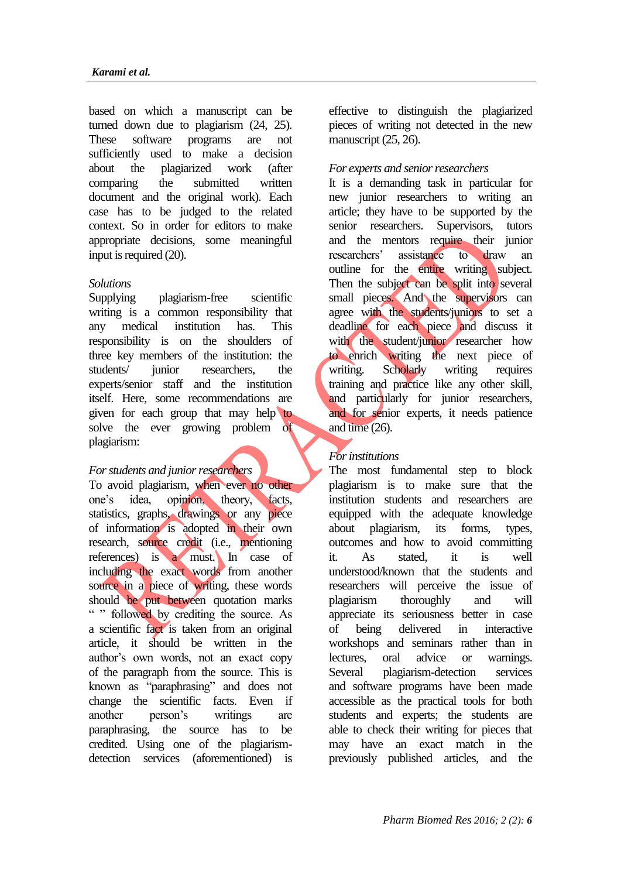based on which a manuscript can be turned down due to plagiarism (24, 25). These software programs are not sufficiently used to make a decision about the plagiarized work (after comparing the submitted written document and the original work). Each case has to be judged to the related context. So in order for editors to make appropriate decisions, some meaningful input is required (20).

*Solutions*

Supplying plagiarism-free scientific writing is a common responsibility that any medical institution has. This responsibility is on the shoulders of three key members of the institution: the students/ junior researchers, the experts/senior staff and the institution itself. Here, some recommendations are given for each group that may help to solve the ever growing problem of plagiarism:

*For students and junior researchers*

To avoid plagiarism, when ever no other one's idea, opinion, theory, facts, statistics, graphs, drawings or any piece of information is adopted in their own research, source credit (i.e., mentioning references) is a must. In case of including the exact words from another source in a piece of writing, these words should be put between quotation marks " " followed by crediting the source. As a scientific fact is taken from an original article, it should be written in the author's own words, not an exact copy of the paragraph from the source. This is known as "paraphrasing" and does not change the scientific facts. Even if another person's writings are paraphrasing, the source has to be credited. Using one of the plagiarism-detection services (aforementioned) is effective to distinguish the plagiarized pieces of writing not detected in the new manuscript (25, 26).

*For experts and senior researchers*

It is a demanding task in particular for new junior researchers to writing an article; they have to be supported by the senior researchers. Supervisors, tutors and the mentors require their junior researchers' assistance to draw an outline for the entire writing subject. Then the subject can be split into several small pieces. And the supervisors can agree with the students/juniors to set a deadline for each piece and discuss it with the student/junior researcher how to enrich writing the next piece of writing. Scholarly writing requires training and practice like any other skill, and particularly for junior researchers, and for senior experts, it needs patience and time (26).

*For institutions*

The most fundamental step to block plagiarism is to make sure that the institution students and researchers are equipped with the adequate knowledge about plagiarism, its forms, types, outcomes and how to avoid committing it. As stated, it is well understood/known that the students and researchers will perceive the issue of plagiarism thoroughly and will appreciate its seriousness better in case of being delivered in interactive workshops and seminars rather than in lectures, oral advice or warnings. Several plagiarism-detection services and software programs have been made accessible as the practical tools for both students and experts; the students are able to check their writing for pieces that may have an exact match in the previously published articles, and the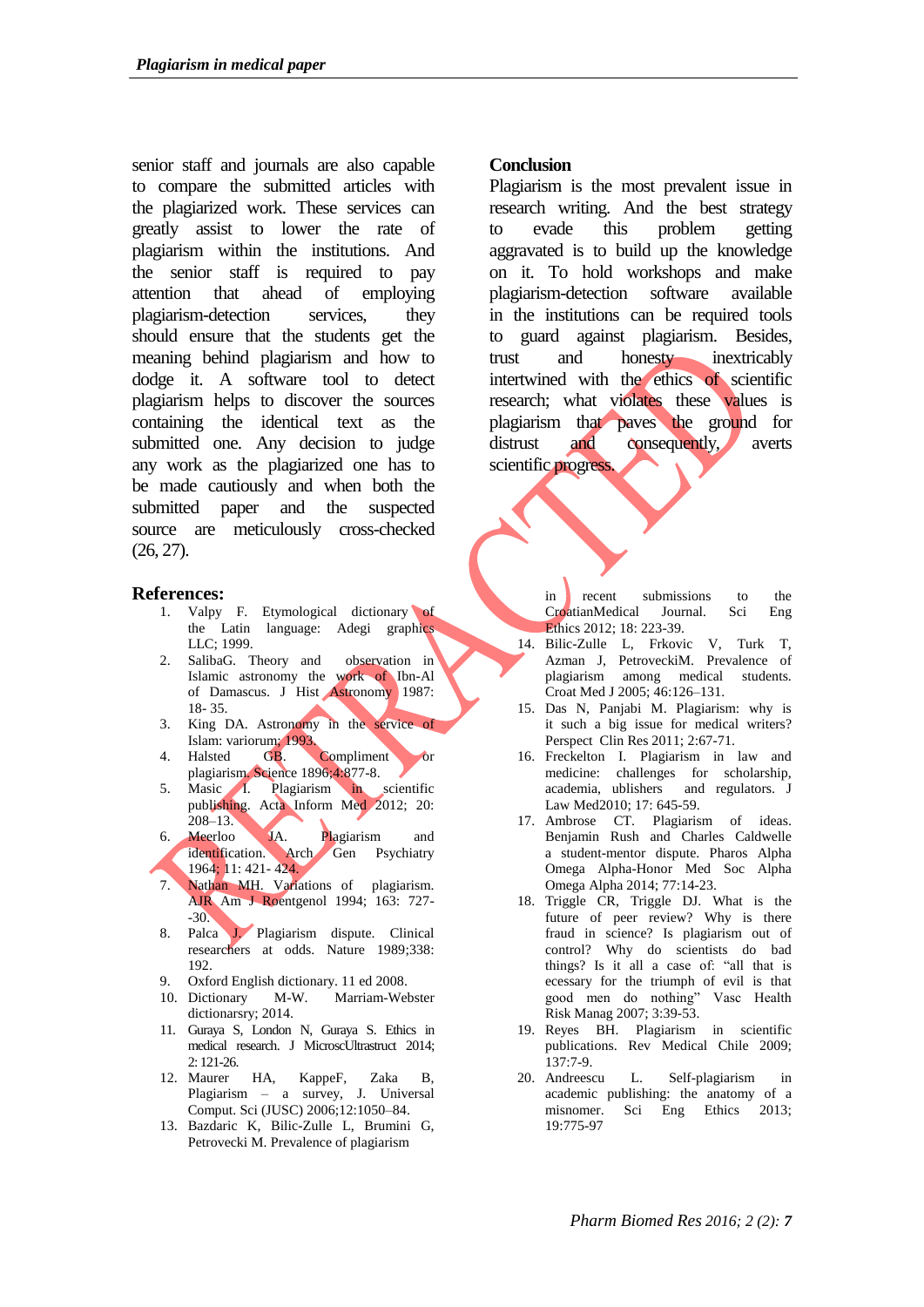senior staff and journals are also capable to compare the submitted articles with the plagiarized work. These services can greatly assist to lower the rate of plagiarism within the institutions. And the senior staff is required to pay attention that ahead of employing plagiarism-detection services, they should ensure that the students get the meaning behind plagiarism and how to dodge it. A software tool to detect plagiarism helps to discover the sources containing the identical text as the submitted one. Any decision to judge any work as the plagiarized one has to be made cautiously and when both the submitted paper and the suspected source are meticulously cross-checked (26, 27).

## Conclusion

Plagiarism is the most prevalent issue in research writing. And the best strategy to evade this problem getting aggravated is to build up the knowledge on it. To hold workshops and make plagiarism-detection software available in the institutions can be required tools to guard against plagiarism. Besides, trust and honesty inextricably intertwined with the ethics of scientific research; what violates these values is plagiarism that paves the ground for distrust and consequently, averts scientific progress.

## References:

1. Valpy F. Etymological dictionary of the Latin language: Adegi graphics LLC; 1999.
2. SalibaG. Theory and observation in Islamic astronomy the work of Ibn-Al of Damascus. J Hist Astronomy 1987: 18- 35.
3. King DA. Astronomy in the service of Islam: variorum; 1993.
4. Halsted GB. Compliment or plagiarism. Science 1896;4:877-8.
5. Masic I. Plagiarism in scientific publishing. Acta Inform Med 2012; 20: 208–13.
6. Meerloo JA. Plagiarism and identification. Arch Gen Psychiatry 1964; 11: 421- 424.
7. Nathan MH. Variations of plagiarism. AJR Am J Roentgenol 1994; 163: 727- -30.
8. Palca J. Plagiarism dispute. Clinical researchers at odds. Nature 1989;338: 192.
9. Oxford English dictionary. 11 ed 2008.
10. Dictionary M-W. Marriam-Webster dictionarsry; 2014.
11. Guraya S, London N, Guraya S. Ethics in medical research. J MicroscUltrastruct 2014; 2: 121-26.
12. Maurer HA, KappeF, Zaka B, Plagiarism – a survey, J. Universal Comput. Sci (JUSC) 2006;12:1050–84.
13. Bazdaric K, Bilic-Zulle L, Brumini G, Petrovecki M. Prevalence of plagiarism in recent submissions to the CroatianMedical Journal. Sci Eng Ethics 2012; 18: 223-39.
14. Bilic-Zulle L, Frkovic V, Turk T, Azman J, PetroveckiM. Prevalence of plagiarism among medical students. Croat Med J 2005; 46:126–131.
15. Das N, Panjabi M. Plagiarism: why is it such a big issue for medical writers? Perspect Clin Res 2011; 2:67-71.
16. Freckelton I. Plagiarism in law and medicine: challenges for scholarship, academia, ublishers and regulators. J Law Med2010; 17: 645-59.
17. Ambrose CT. Plagiarism of ideas. Benjamin Rush and Charles Caldwelle a student-mentor dispute. Pharos Alpha Omega Alpha-Honor Med Soc Alpha Omega Alpha 2014; 77:14-23.
18. Triggle CR, Triggle DJ. What is the future of peer review? Why is there fraud in science? Is plagiarism out of control? Why do scientists do bad things? Is it all a case of: "all that is ecessary for the triumph of evil is that good men do nothing" Vasc Health Risk Manag 2007; 3:39-53.
19. Reyes BH. Plagiarism in scientific publications. Rev Medical Chile 2009; 137:7-9.
20. Andreescu L. Self-plagiarism in academic publishing: the anatomy of a misnomer. Sci Eng Ethics 2013; 19:775-97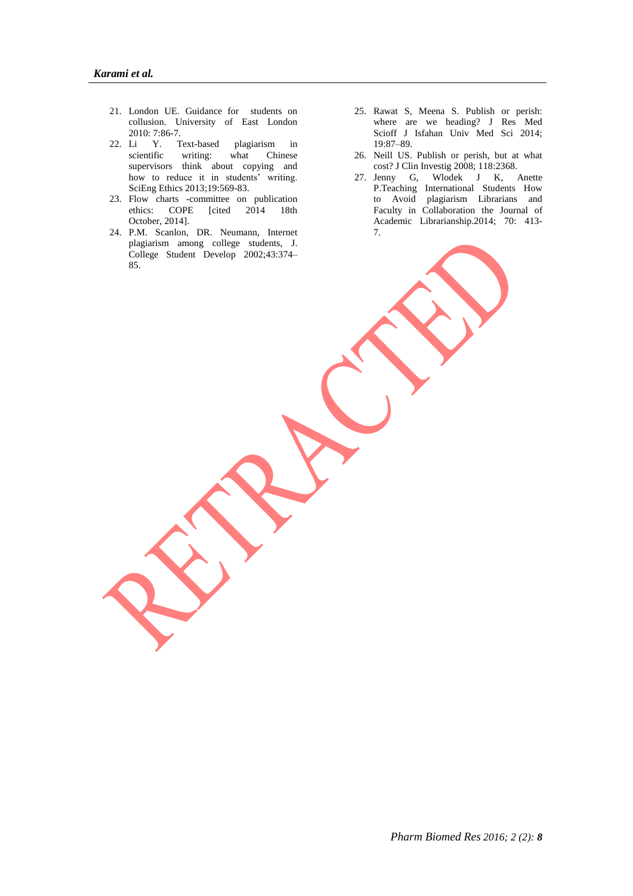21. London UE. Guidance for students on collusion. University of East London 2010: 7:86-7.
22. Li Y. Text-based plagiarism in scientific writing: what Chinese supervisors think about copying and how to reduce it in students' writing. SciEng Ethics 2013;19:569-83.
23. Flow charts -committee on publication ethics: COPE [cited 2014 18th October, 2014].
24. P.M. Scanlon, DR. Neumann, Internet plagiarism among college students, J. College Student Develop 2002;43:374–85.
25. Rawat S, Meena S. Publish or perish: where are we heading? J Res Med Scioff J Isfahan Univ Med Sci 2014; 19:87–89.
26. Neill US. Publish or perish, but at what cost? J Clin Investig 2008; 118:2368.
27. Jenny G, Wlodek J K, Anette P.Teaching International Students How to Avoid plagiarism Librarians and Faculty in Collaboration the Journal of Academic Librarianship.2014; 70: 413-7.

RETRACTED